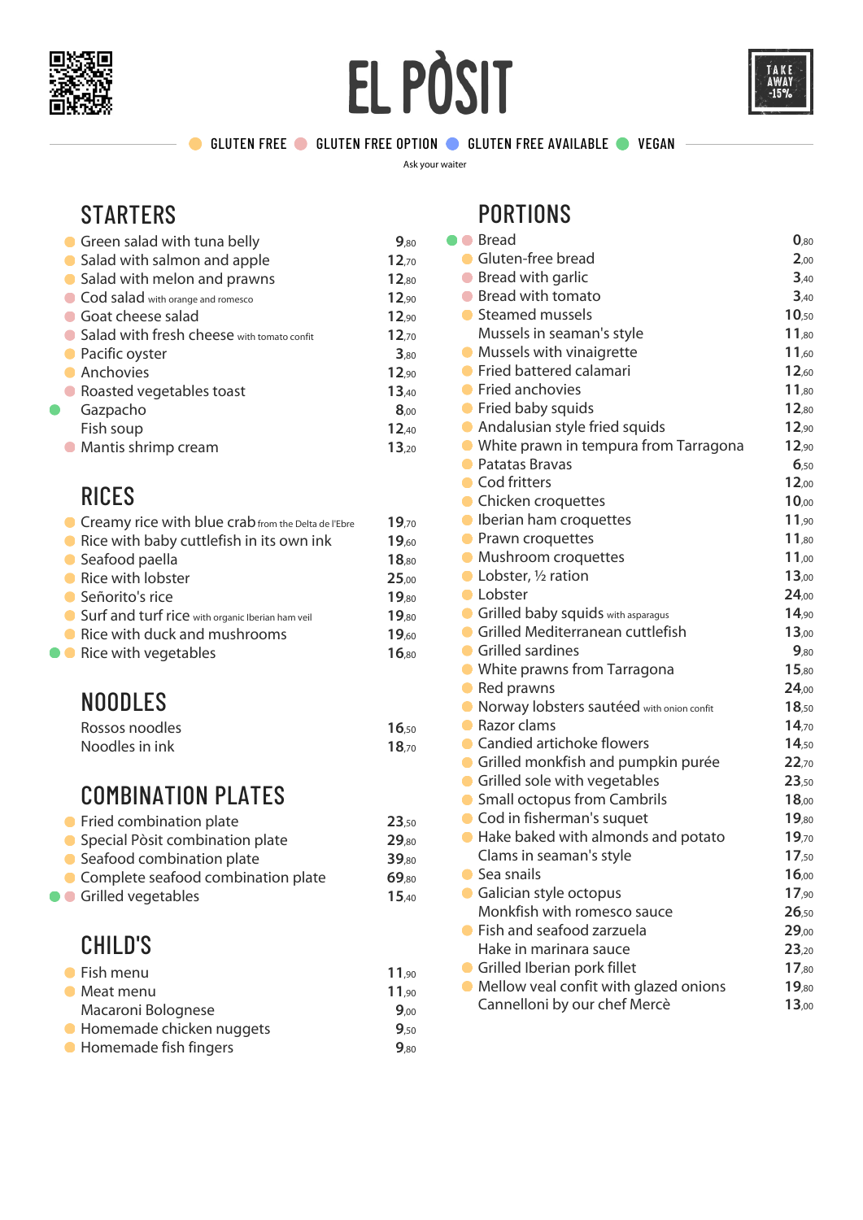# EL PÒSIT

TAKE AWAY -15%

🟡 GLUTEN FREE 🔴 GLUTEN FREE OPTION 🔵 GLUTEN FREE AVAILABLE 🟢 VEGAN

Ask your waiter

## STARTERS

| | | |
|---|---|---|
| 🟡 | Green salad with tuna belly | 9,80 |
| 🟡 | Salad with salmon and apple | 12,70 |
| 🟡 | Salad with melon and prawns | 12,80 |
| 🔴 | Cod salad with orange and romesco | 12,90 |
| 🔴 | Goat cheese salad | 12,90 |
| 🔴 | Salad with fresh cheese with tomato confit | 12,70 |
| 🟡 | Pacific oyster | 3,80 |
| 🟡 | Anchovies | 12,90 |
| 🔴 | Roasted vegetables toast | 13,40 |
| 🟢 | Gazpacho | 8,00 |
| | Fish soup | 12,40 |
| 🔴 | Mantis shrimp cream | 13,20 |

## RICES

| | | |
|---|---|---|
| 🟡 | Creamy rice with blue crab from the Delta de l'Ebre | 19,70 |
| 🟡 | Rice with baby cuttlefish in its own ink | 19,60 |
| 🟡 | Seafood paella | 18,80 |
| 🟡 | Rice with lobster | 25,00 |
| 🟡 | Señorito's rice | 19,80 |
| 🟡 | Surf and turf rice with organic Iberian ham veil | 19,80 |
| 🟡 | Rice with duck and mushrooms | 19,60 |
| 🟢 🟡 | Rice with vegetables | 16,80 |

## NOODLES

| | | |
|---|---|---|
| | Rossos noodles | 16,50 |
| | Noodles in ink | 18,70 |

## COMBINATION PLATES

| | | |
|---|---|---|
| 🟡 | Fried combination plate | 23,50 |
| 🟡 | Special Pòsit combination plate | 29,80 |
| 🟡 | Seafood combination plate | 39,80 |
| 🟡 | Complete seafood combination plate | 69,80 |
| 🟢 🔴 | Grilled vegetables | 15,40 |

## CHILD'S

| | | |
|---|---|---|
| 🟡 | Fish menu | 11,90 |
| 🟡 | Meat menu | 11,90 |
| | Macaroni Bolognese | 9,00 |
| 🟡 | Homemade chicken nuggets | 9,50 |
| 🟡 | Homemade fish fingers | 9,80 |

## PORTIONS

| | | |
|---|---|---|
| 🟢 🔴 | Bread | 0,80 |
| 🟡 | Gluten-free bread | 2,00 |
| 🔴 | Bread with garlic | 3,40 |
| 🔴 | Bread with tomato | 3,40 |
| 🟡 | Steamed mussels | 10,50 |
| | Mussels in seaman's style | 11,80 |
| 🟡 | Mussels with vinaigrette | 11,60 |
| 🟡 | Fried battered calamari | 12,60 |
| 🟡 | Fried anchovies | 11,80 |
| 🟡 | Fried baby squids | 12,80 |
| 🟡 | Andalusian style fried squids | 12,90 |
| 🟡 | White prawn in tempura from Tarragona | 12,90 |
| 🟡 | Patatas Bravas | 6,50 |
| 🟡 | Cod fritters | 12,00 |
| 🟡 | Chicken croquettes | 10,00 |
| 🟡 | Iberian ham croquettes | 11,90 |
| 🟡 | Prawn croquettes | 11,80 |
| 🟡 | Mushroom croquettes | 11,00 |
| 🟡 | Lobster, ½ ration | 13,00 |
| 🟡 | Lobster | 24,00 |
| 🟡 | Grilled baby squids with asparagus | 14,90 |
| 🟡 | Grilled Mediterranean cuttlefish | 13,00 |
| 🟡 | Grilled sardines | 9,80 |
| 🟡 | White prawns from Tarragona | 15,80 |
| 🟡 | Red prawns | 24,00 |
| 🟡 | Norway lobsters sautéed with onion confit | 18,50 |
| 🟡 | Razor clams | 14,70 |
| 🟡 | Candied artichoke flowers | 14,50 |
| 🟡 | Grilled monkfish and pumpkin purée | 22,70 |
| 🟡 | Grilled sole with vegetables | 23,50 |
| 🟡 | Small octopus from Cambrils | 18,00 |
| 🟡 | Cod in fisherman's suquet | 19,80 |
| 🟡 | Hake baked with almonds and potato | 19,70 |
| | Clams in seaman's style | 17,50 |
| 🟡 | Sea snails | 16,00 |
| 🟡 | Galician style octopus | 17,90 |
| | Monkfish with romesco sauce | 26,50 |
| 🟡 | Fish and seafood zarzuela | 29,00 |
| | Hake in marinara sauce | 23,20 |
| 🟡 | Grilled Iberian pork fillet | 17,80 |
| 🟡 | Mellow veal confit with glazed onions | 19,80 |
| | Cannelloni by our chef Mercè | 13,00 |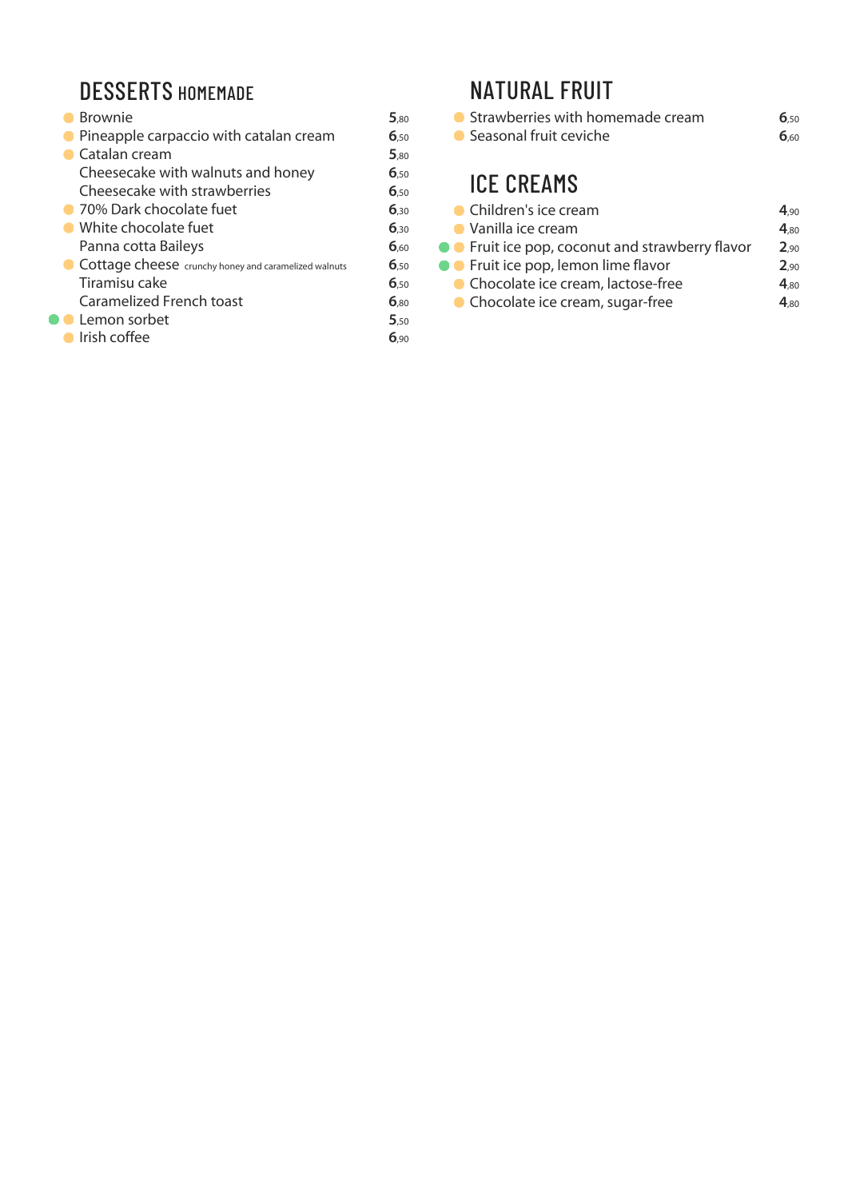## DESSERTS HOMEMADE

| Item | Price |
| --- | --- |
| Brownie | 5,80 |
| Pineapple carpaccio with catalan cream | 6,50 |
| Catalan cream | 5,80 |
| Cheesecake with walnuts and honey | 6,50 |
| Cheesecake with strawberries | 6,50 |
| 70% Dark chocolate fuet | 6,30 |
| White chocolate fuet | 6,30 |
| Panna cotta Baileys | 6,60 |
| Cottage cheese crunchy honey and caramelized walnuts | 6,50 |
| Tiramisu cake | 6,50 |
| Caramelized French toast | 6,80 |
| Lemon sorbet | 5,50 |
| Irish coffee | 6,90 |

## NATURAL FRUIT

| Item | Price |
| --- | --- |
| Strawberries with homemade cream | 6,50 |
| Seasonal fruit ceviche | 6,60 |

## ICE CREAMS

| Item | Price |
| --- | --- |
| Children's ice cream | 4,90 |
| Vanilla ice cream | 4,80 |
| Fruit ice pop, coconut and strawberry flavor | 2,90 |
| Fruit ice pop, lemon lime flavor | 2,90 |
| Chocolate ice cream, lactose-free | 4,80 |
| Chocolate ice cream, sugar-free | 4,80 |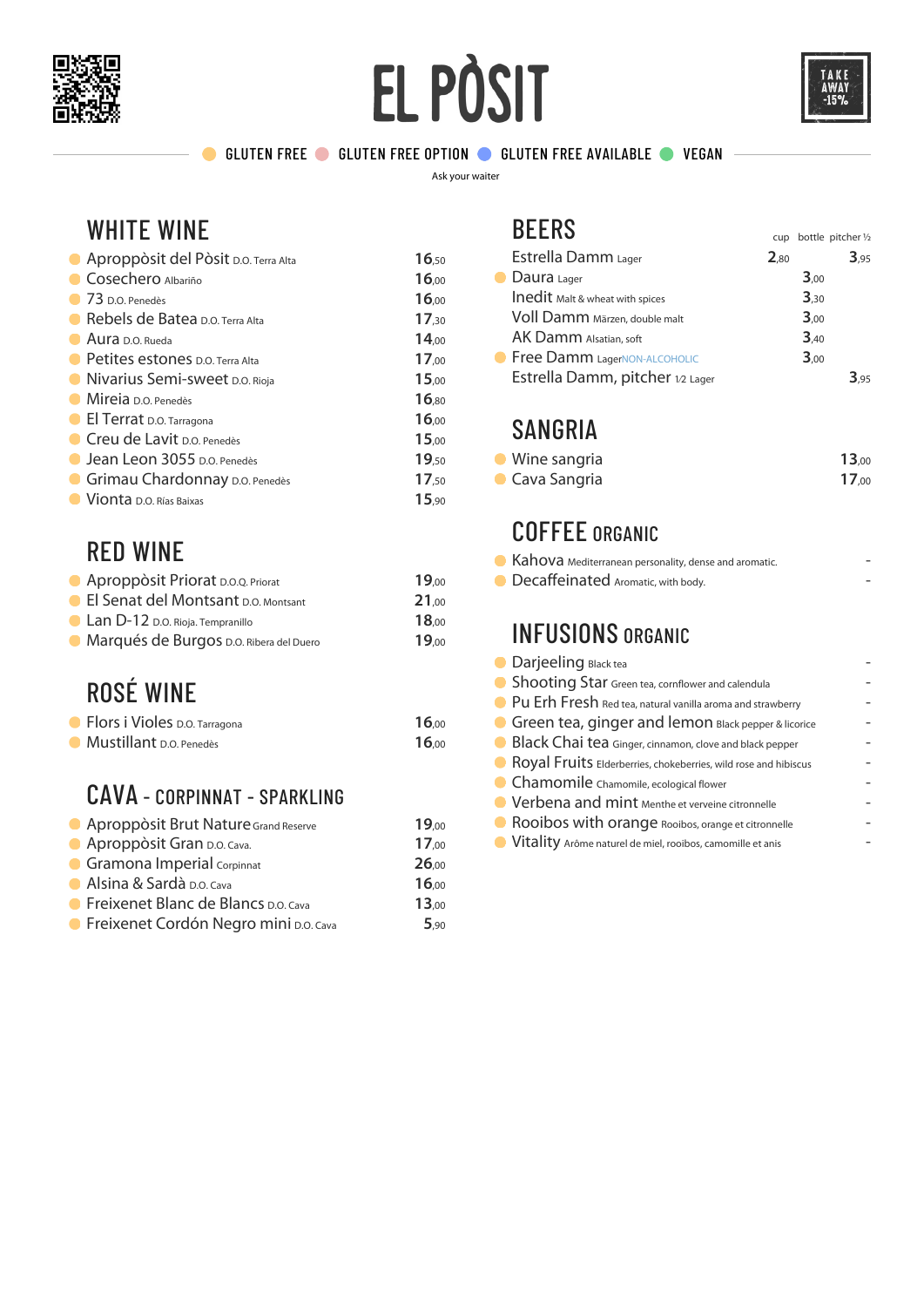# EL PÒSIT

TAKE AWAY -15%

GLUTEN FREE · GLUTEN FREE OPTION · GLUTEN FREE AVAILABLE · VEGAN

Ask your waiter

## WHITE WINE

| | |
|---|---|
| Apropòsit del Pòsit D.O. Terra Alta | 16,50 |
| Cosechero Albariño | 16,00 |
| 73 D.O. Penedès | 16,00 |
| Rebels de Batea D.O. Terra Alta | 17,30 |
| Aura D.O. Rueda | 14,00 |
| Petites estones D.O. Terra Alta | 17,00 |
| Nivarius Semi-sweet D.O. Rioja | 15,00 |
| Mireia D.O. Penedès | 16,80 |
| El Terrat D.O. Tarragona | 16,00 |
| Creu de Lavit D.O. Penedès | 15,00 |
| Jean Leon 3055 D.O. Penedès | 19,50 |
| Grimau Chardonnay D.O. Penedès | 17,50 |
| Vionta D.O. Rías Baixas | 15,90 |

## RED WINE

| | |
|---|---|
| Apropòsit Priorat D.O.Q. Priorat | 19,00 |
| El Senat del Montsant D.O. Montsant | 21,00 |
| Lan D-12 D.O. Rioja. Tempranillo | 18,00 |
| Marqués de Burgos D.O. Ribera del Duero | 19,00 |

## ROSÉ WINE

| | |
|---|---|
| Flors i Violes D.O. Tarragona | 16,00 |
| Mustillant D.O. Penedès | 16,00 |

## CAVA - CORPINNAT - SPARKLING

| | |
|---|---|
| Apropòsit Brut Nature Grand Reserve | 19,00 |
| Apropòsit Gran D.O. Cava. | 17,00 |
| Gramona Imperial Corpinnat | 26,00 |
| Alsina & Sardà D.O. Cava | 16,00 |
| Freixenet Blanc de Blancs D.O. Cava | 13,00 |
| Freixenet Cordón Negro mini D.O. Cava | 5,90 |

## BEERS

| | cup | bottle | pitcher ½ |
|---|---|---|---|
| Estrella Damm Lager | 2,80 | | 3,95 |
| Daura Lager | | 3,00 | |
| Inedit Malt & wheat with spices | | 3,30 | |
| Voll Damm Märzen, double malt | | 3,00 | |
| AK Damm Alsatian, soft | | 3,40 | |
| Free Damm Lager NON-ALCOHOLIC | | 3,00 | |
| Estrella Damm, pitcher 1/2 Lager | | | 3,95 |

## SANGRIA

| | |
|---|---|
| Wine sangria | 13,00 |
| Cava Sangria | 17,00 |

## COFFEE ORGANIC

| | |
|---|---|
| Kahova Mediterranean personality, dense and aromatic. | - |
| Decaffeinated Aromatic, with body. | - |

## INFUSIONS ORGANIC

| | |
|---|---|
| Darjeeling Black tea | - |
| Shooting Star Green tea, cornflower and calendula | - |
| Pu Erh Fresh Red tea, natural vanilla aroma and strawberry | - |
| Green tea, ginger and lemon Black pepper & licorice | - |
| Black Chai tea Ginger, cinnamon, clove and black pepper | - |
| Royal Fruits Elderberries, chokeberries, wild rose and hibiscus | - |
| Chamomile Chamomile, ecological flower | - |
| Verbena and mint Menthe et verveine citronnelle | - |
| Rooibos with orange Rooibos, orange et citronnelle | - |
| Vitality Arôme naturel de miel, rooibos, camomille et anis | - |